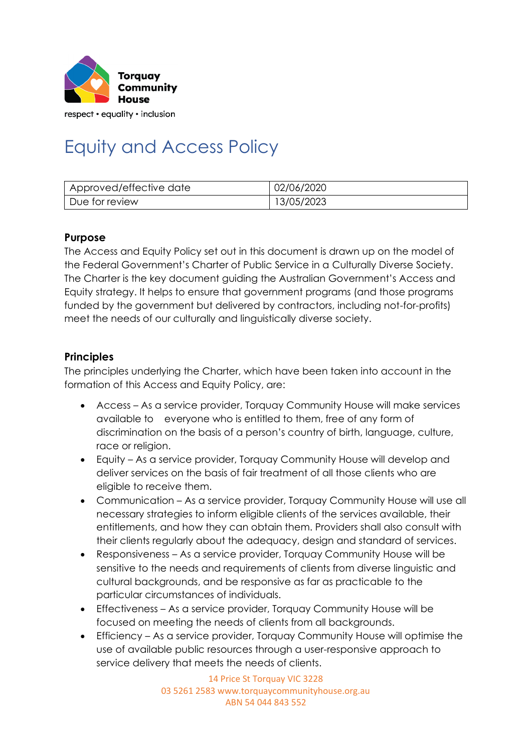Torquay Community House

respect • equality • inclusion

# Equity and Access Policy

| Approved/effective date | 02/06/2020 |
| --- | --- |
| Due for review | 13/05/2023 |

## Purpose

The Access and Equity Policy set out in this document is drawn up on the model of the Federal Government's Charter of Public Service in a Culturally Diverse Society. The Charter is the key document guiding the Australian Government's Access and Equity strategy. It helps to ensure that government programs (and those programs funded by the government but delivered by contractors, including not-for-profits) meet the needs of our culturally and linguistically diverse society.

## Principles

The principles underlying the Charter, which have been taken into account in the formation of this Access and Equity Policy, are:

- Access – As a service provider, Torquay Community House will make services available to everyone who is entitled to them, free of any form of discrimination on the basis of a person's country of birth, language, culture, race or religion.
- Equity – As a service provider, Torquay Community House will develop and deliver services on the basis of fair treatment of all those clients who are eligible to receive them.
- Communication – As a service provider, Torquay Community House will use all necessary strategies to inform eligible clients of the services available, their entitlements, and how they can obtain them. Providers shall also consult with their clients regularly about the adequacy, design and standard of services.
- Responsiveness – As a service provider, Torquay Community House will be sensitive to the needs and requirements of clients from diverse linguistic and cultural backgrounds, and be responsive as far as practicable to the particular circumstances of individuals.
- Effectiveness – As a service provider, Torquay Community House will be focused on meeting the needs of clients from all backgrounds.
- Efficiency – As a service provider, Torquay Community House will optimise the use of available public resources through a user-responsive approach to service delivery that meets the needs of clients.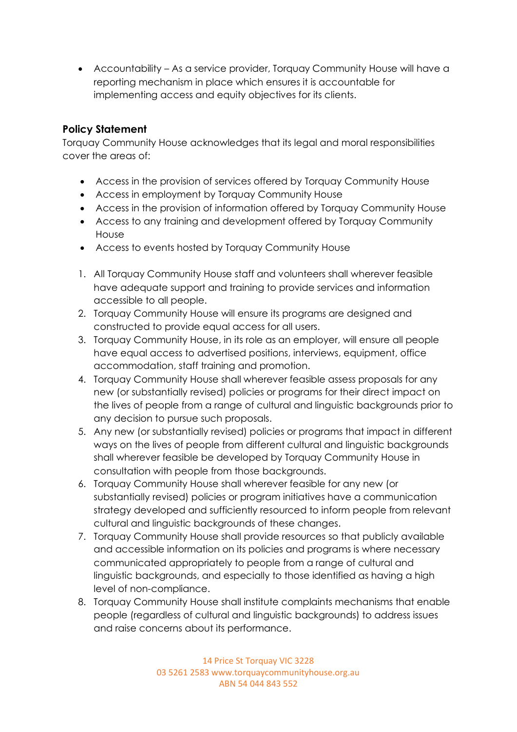- Accountability – As a service provider, Torquay Community House will have a reporting mechanism in place which ensures it is accountable for implementing access and equity objectives for its clients.

## Policy Statement

Torquay Community House acknowledges that its legal and moral responsibilities cover the areas of:

- Access in the provision of services offered by Torquay Community House
- Access in employment by Torquay Community House
- Access in the provision of information offered by Torquay Community House
- Access to any training and development offered by Torquay Community House
- Access to events hosted by Torquay Community House

1. All Torquay Community House staff and volunteers shall wherever feasible have adequate support and training to provide services and information accessible to all people.
2. Torquay Community House will ensure its programs are designed and constructed to provide equal access for all users.
3. Torquay Community House, in its role as an employer, will ensure all people have equal access to advertised positions, interviews, equipment, office accommodation, staff training and promotion.
4. Torquay Community House shall wherever feasible assess proposals for any new (or substantially revised) policies or programs for their direct impact on the lives of people from a range of cultural and linguistic backgrounds prior to any decision to pursue such proposals.
5. Any new (or substantially revised) policies or programs that impact in different ways on the lives of people from different cultural and linguistic backgrounds shall wherever feasible be developed by Torquay Community House in consultation with people from those backgrounds.
6. Torquay Community House shall wherever feasible for any new (or substantially revised) policies or program initiatives have a communication strategy developed and sufficiently resourced to inform people from relevant cultural and linguistic backgrounds of these changes.
7. Torquay Community House shall provide resources so that publicly available and accessible information on its policies and programs is where necessary communicated appropriately to people from a range of cultural and linguistic backgrounds, and especially to those identified as having a high level of non-compliance.
8. Torquay Community House shall institute complaints mechanisms that enable people (regardless of cultural and linguistic backgrounds) to address issues and raise concerns about its performance.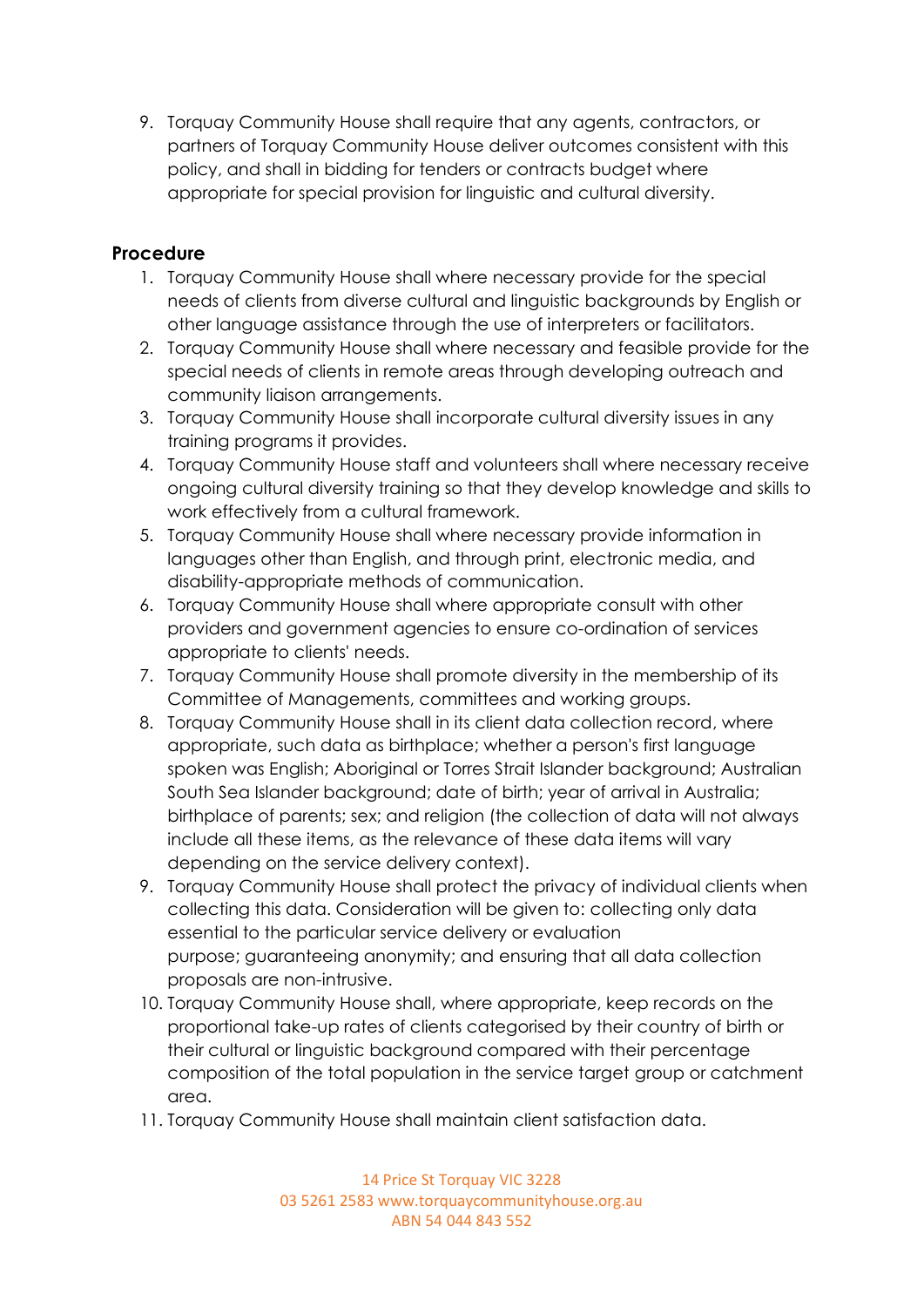9. Torquay Community House shall require that any agents, contractors, or partners of Torquay Community House deliver outcomes consistent with this policy, and shall in bidding for tenders or contracts budget where appropriate for special provision for linguistic and cultural diversity.

## Procedure

1. Torquay Community House shall where necessary provide for the special needs of clients from diverse cultural and linguistic backgrounds by English or other language assistance through the use of interpreters or facilitators.
2. Torquay Community House shall where necessary and feasible provide for the special needs of clients in remote areas through developing outreach and community liaison arrangements.
3. Torquay Community House shall incorporate cultural diversity issues in any training programs it provides.
4. Torquay Community House staff and volunteers shall where necessary receive ongoing cultural diversity training so that they develop knowledge and skills to work effectively from a cultural framework.
5. Torquay Community House shall where necessary provide information in languages other than English, and through print, electronic media, and disability-appropriate methods of communication.
6. Torquay Community House shall where appropriate consult with other providers and government agencies to ensure co-ordination of services appropriate to clients' needs.
7. Torquay Community House shall promote diversity in the membership of its Committee of Managements, committees and working groups.
8. Torquay Community House shall in its client data collection record, where appropriate, such data as birthplace; whether a person's first language spoken was English; Aboriginal or Torres Strait Islander background; Australian South Sea Islander background; date of birth; year of arrival in Australia; birthplace of parents; sex; and religion (the collection of data will not always include all these items, as the relevance of these data items will vary depending on the service delivery context).
9. Torquay Community House shall protect the privacy of individual clients when collecting this data. Consideration will be given to: collecting only data essential to the particular service delivery or evaluation purpose; guaranteeing anonymity; and ensuring that all data collection proposals are non-intrusive.
10. Torquay Community House shall, where appropriate, keep records on the proportional take-up rates of clients categorised by their country of birth or their cultural or linguistic background compared with their percentage composition of the total population in the service target group or catchment area.
11. Torquay Community House shall maintain client satisfaction data.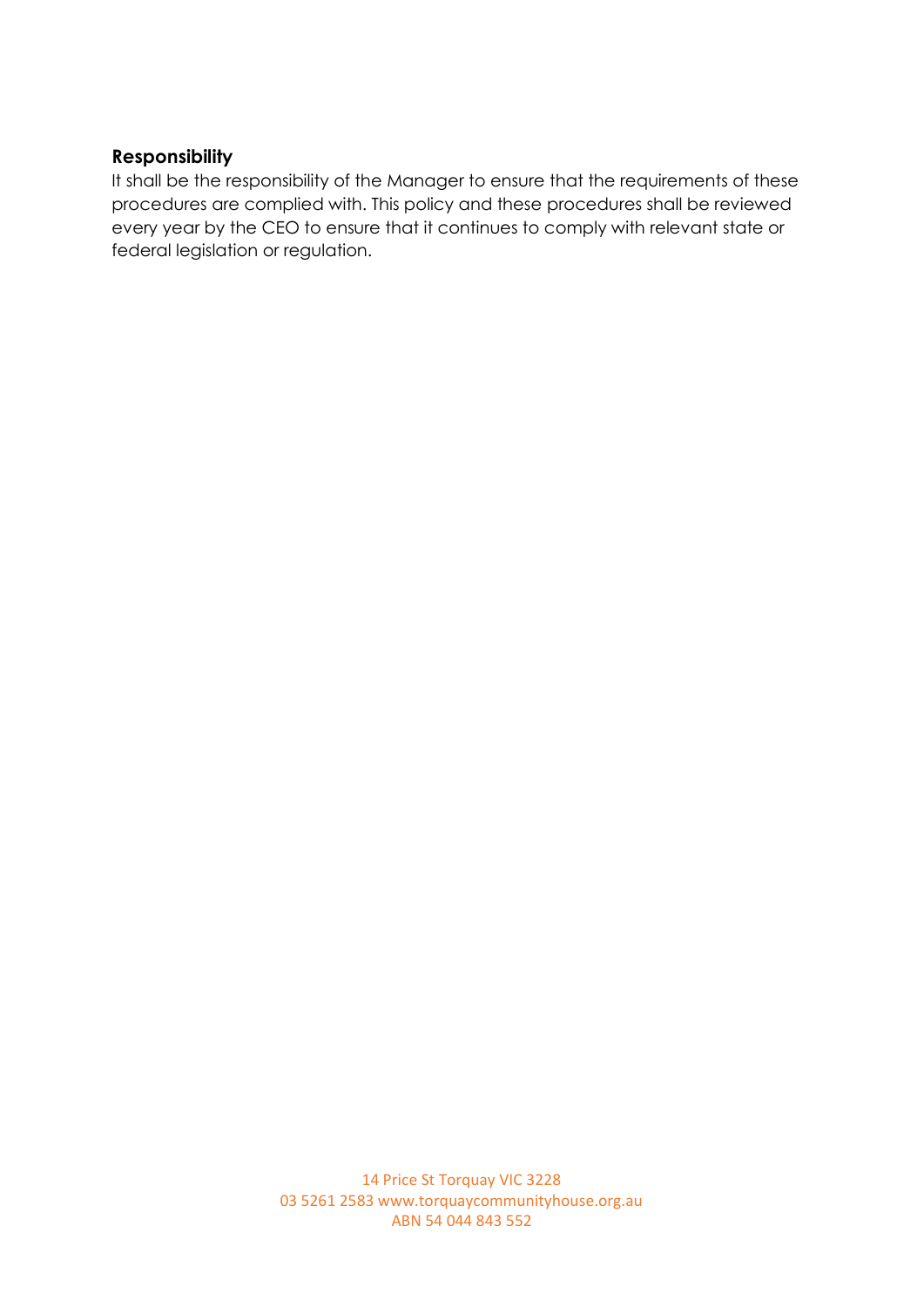**Responsibility**

It shall be the responsibility of the Manager to ensure that the requirements of these procedures are complied with. This policy and these procedures shall be reviewed every year by the CEO to ensure that it continues to comply with relevant state or federal legislation or regulation.